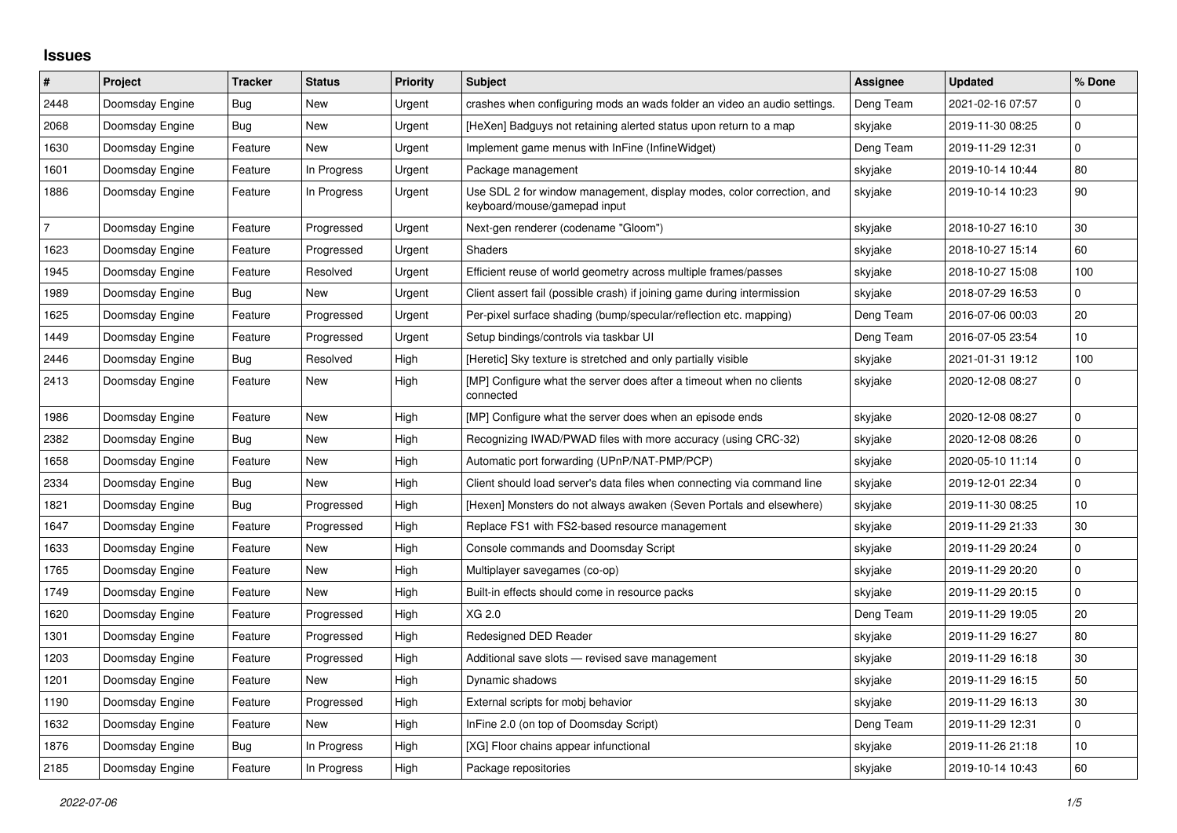## Issues

| # | Project | Tracker | Status | Priority | Subject | Assignee | Updated | % Done |
|---|---|---|---|---|---|---|---|---|
| 2448 | Doomsday Engine | Bug | New | Urgent | crashes when configuring mods an wads folder an video an audio settings. | Deng Team | 2021-02-16 07:57 | 0 |
| 2068 | Doomsday Engine | Bug | New | Urgent | [HeXen] Badguys not retaining alerted status upon return to a map | skyjake | 2019-11-30 08:25 | 0 |
| 1630 | Doomsday Engine | Feature | New | Urgent | Implement game menus with InFine (InfineWidget) | Deng Team | 2019-11-29 12:31 | 0 |
| 1601 | Doomsday Engine | Feature | In Progress | Urgent | Package management | skyjake | 2019-10-14 10:44 | 80 |
| 1886 | Doomsday Engine | Feature | In Progress | Urgent | Use SDL 2 for window management, display modes, color correction, and keyboard/mouse/gamepad input | skyjake | 2019-10-14 10:23 | 90 |
| 7 | Doomsday Engine | Feature | Progressed | Urgent | Next-gen renderer (codename "Gloom") | skyjake | 2018-10-27 16:10 | 30 |
| 1623 | Doomsday Engine | Feature | Progressed | Urgent | Shaders | skyjake | 2018-10-27 15:14 | 60 |
| 1945 | Doomsday Engine | Feature | Resolved | Urgent | Efficient reuse of world geometry across multiple frames/passes | skyjake | 2018-10-27 15:08 | 100 |
| 1989 | Doomsday Engine | Bug | New | Urgent | Client assert fail (possible crash) if joining game during intermission | skyjake | 2018-07-29 16:53 | 0 |
| 1625 | Doomsday Engine | Feature | Progressed | Urgent | Per-pixel surface shading (bump/specular/reflection etc. mapping) | Deng Team | 2016-07-06 00:03 | 20 |
| 1449 | Doomsday Engine | Feature | Progressed | Urgent | Setup bindings/controls via taskbar UI | Deng Team | 2016-07-05 23:54 | 10 |
| 2446 | Doomsday Engine | Bug | Resolved | High | [Heretic] Sky texture is stretched and only partially visible | skyjake | 2021-01-31 19:12 | 100 |
| 2413 | Doomsday Engine | Feature | New | High | [MP] Configure what the server does after a timeout when no clients connected | skyjake | 2020-12-08 08:27 | 0 |
| 1986 | Doomsday Engine | Feature | New | High | [MP] Configure what the server does when an episode ends | skyjake | 2020-12-08 08:27 | 0 |
| 2382 | Doomsday Engine | Bug | New | High | Recognizing IWAD/PWAD files with more accuracy (using CRC-32) | skyjake | 2020-12-08 08:26 | 0 |
| 1658 | Doomsday Engine | Feature | New | High | Automatic port forwarding (UPnP/NAT-PMP/PCP) | skyjake | 2020-05-10 11:14 | 0 |
| 2334 | Doomsday Engine | Bug | New | High | Client should load server's data files when connecting via command line | skyjake | 2019-12-01 22:34 | 0 |
| 1821 | Doomsday Engine | Bug | Progressed | High | [Hexen] Monsters do not always awaken (Seven Portals and elsewhere) | skyjake | 2019-11-30 08:25 | 10 |
| 1647 | Doomsday Engine | Feature | Progressed | High | Replace FS1 with FS2-based resource management | skyjake | 2019-11-29 21:33 | 30 |
| 1633 | Doomsday Engine | Feature | New | High | Console commands and Doomsday Script | skyjake | 2019-11-29 20:24 | 0 |
| 1765 | Doomsday Engine | Feature | New | High | Multiplayer savegames (co-op) | skyjake | 2019-11-29 20:20 | 0 |
| 1749 | Doomsday Engine | Feature | New | High | Built-in effects should come in resource packs | skyjake | 2019-11-29 20:15 | 0 |
| 1620 | Doomsday Engine | Feature | Progressed | High | XG 2.0 | Deng Team | 2019-11-29 19:05 | 20 |
| 1301 | Doomsday Engine | Feature | Progressed | High | Redesigned DED Reader | skyjake | 2019-11-29 16:27 | 80 |
| 1203 | Doomsday Engine | Feature | Progressed | High | Additional save slots — revised save management | skyjake | 2019-11-29 16:18 | 30 |
| 1201 | Doomsday Engine | Feature | New | High | Dynamic shadows | skyjake | 2019-11-29 16:15 | 50 |
| 1190 | Doomsday Engine | Feature | Progressed | High | External scripts for mobj behavior | skyjake | 2019-11-29 16:13 | 30 |
| 1632 | Doomsday Engine | Feature | New | High | InFine 2.0 (on top of Doomsday Script) | Deng Team | 2019-11-29 12:31 | 0 |
| 1876 | Doomsday Engine | Bug | In Progress | High | [XG] Floor chains appear infunctional | skyjake | 2019-11-26 21:18 | 10 |
| 2185 | Doomsday Engine | Feature | In Progress | High | Package repositories | skyjake | 2019-10-14 10:43 | 60 |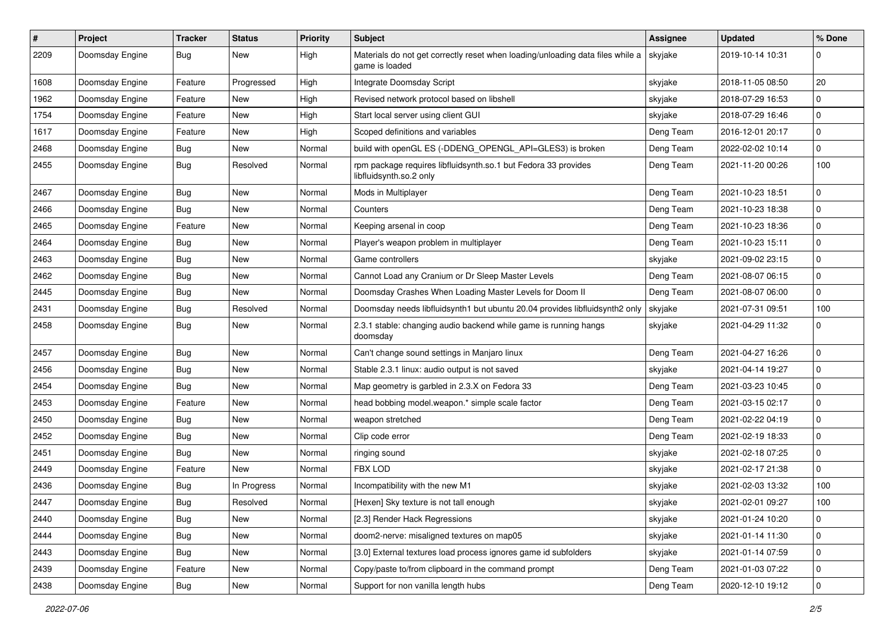| # | Project | Tracker | Status | Priority | Subject | Assignee | Updated | % Done |
|---|---|---|---|---|---|---|---|---|
| 2209 | Doomsday Engine | Bug | New | High | Materials do not get correctly reset when loading/unloading data files while a game is loaded | skyjake | 2019-10-14 10:31 | 0 |
| 1608 | Doomsday Engine | Feature | Progressed | High | Integrate Doomsday Script | skyjake | 2018-11-05 08:50 | 20 |
| 1962 | Doomsday Engine | Feature | New | High | Revised network protocol based on libshell | skyjake | 2018-07-29 16:53 | 0 |
| 1754 | Doomsday Engine | Feature | New | High | Start local server using client GUI | skyjake | 2018-07-29 16:46 | 0 |
| 1617 | Doomsday Engine | Feature | New | High | Scoped definitions and variables | Deng Team | 2016-12-01 20:17 | 0 |
| 2468 | Doomsday Engine | Bug | New | Normal | build with openGL ES (-DDENG_OPENGL_API=GLES3) is broken | Deng Team | 2022-02-02 10:14 | 0 |
| 2455 | Doomsday Engine | Bug | Resolved | Normal | rpm package requires libfluidsynth.so.1 but Fedora 33 provides libfluidsynth.so.2 only | Deng Team | 2021-11-20 00:26 | 100 |
| 2467 | Doomsday Engine | Bug | New | Normal | Mods in Multiplayer | Deng Team | 2021-10-23 18:51 | 0 |
| 2466 | Doomsday Engine | Bug | New | Normal | Counters | Deng Team | 2021-10-23 18:38 | 0 |
| 2465 | Doomsday Engine | Feature | New | Normal | Keeping arsenal in coop | Deng Team | 2021-10-23 18:36 | 0 |
| 2464 | Doomsday Engine | Bug | New | Normal | Player's weapon problem in multiplayer | Deng Team | 2021-10-23 15:11 | 0 |
| 2463 | Doomsday Engine | Bug | New | Normal | Game controllers | skyjake | 2021-09-02 23:15 | 0 |
| 2462 | Doomsday Engine | Bug | New | Normal | Cannot Load any Cranium or Dr Sleep Master Levels | Deng Team | 2021-08-07 06:15 | 0 |
| 2445 | Doomsday Engine | Bug | New | Normal | Doomsday Crashes When Loading Master Levels for Doom II | Deng Team | 2021-08-07 06:00 | 0 |
| 2431 | Doomsday Engine | Bug | Resolved | Normal | Doomsday needs libfluidsynth1 but ubuntu 20.04 provides libfluidsynth2 only | skyjake | 2021-07-31 09:51 | 100 |
| 2458 | Doomsday Engine | Bug | New | Normal | 2.3.1 stable: changing audio backend while game is running hangs doomsday | skyjake | 2021-04-29 11:32 | 0 |
| 2457 | Doomsday Engine | Bug | New | Normal | Can't change sound settings in Manjaro linux | Deng Team | 2021-04-27 16:26 | 0 |
| 2456 | Doomsday Engine | Bug | New | Normal | Stable 2.3.1 linux: audio output is not saved | skyjake | 2021-04-14 19:27 | 0 |
| 2454 | Doomsday Engine | Bug | New | Normal | Map geometry is garbled in 2.3.X on Fedora 33 | Deng Team | 2021-03-23 10:45 | 0 |
| 2453 | Doomsday Engine | Feature | New | Normal | head bobbing model.weapon.* simple scale factor | Deng Team | 2021-03-15 02:17 | 0 |
| 2450 | Doomsday Engine | Bug | New | Normal | weapon stretched | Deng Team | 2021-02-22 04:19 | 0 |
| 2452 | Doomsday Engine | Bug | New | Normal | Clip code error | Deng Team | 2021-02-19 18:33 | 0 |
| 2451 | Doomsday Engine | Bug | New | Normal | ringing sound | skyjake | 2021-02-18 07:25 | 0 |
| 2449 | Doomsday Engine | Feature | New | Normal | FBX LOD | skyjake | 2021-02-17 21:38 | 0 |
| 2436 | Doomsday Engine | Bug | In Progress | Normal | Incompatibility with the new M1 | skyjake | 2021-02-03 13:32 | 100 |
| 2447 | Doomsday Engine | Bug | Resolved | Normal | [Hexen] Sky texture is not tall enough | skyjake | 2021-02-01 09:27 | 100 |
| 2440 | Doomsday Engine | Bug | New | Normal | [2.3] Render Hack Regressions | skyjake | 2021-01-24 10:20 | 0 |
| 2444 | Doomsday Engine | Bug | New | Normal | doom2-nerve: misaligned textures on map05 | skyjake | 2021-01-14 11:30 | 0 |
| 2443 | Doomsday Engine | Bug | New | Normal | [3.0] External textures load process ignores game id subfolders | skyjake | 2021-01-14 07:59 | 0 |
| 2439 | Doomsday Engine | Feature | New | Normal | Copy/paste to/from clipboard in the command prompt | Deng Team | 2021-01-03 07:22 | 0 |
| 2438 | Doomsday Engine | Bug | New | Normal | Support for non vanilla length hubs | Deng Team | 2020-12-10 19:12 | 0 |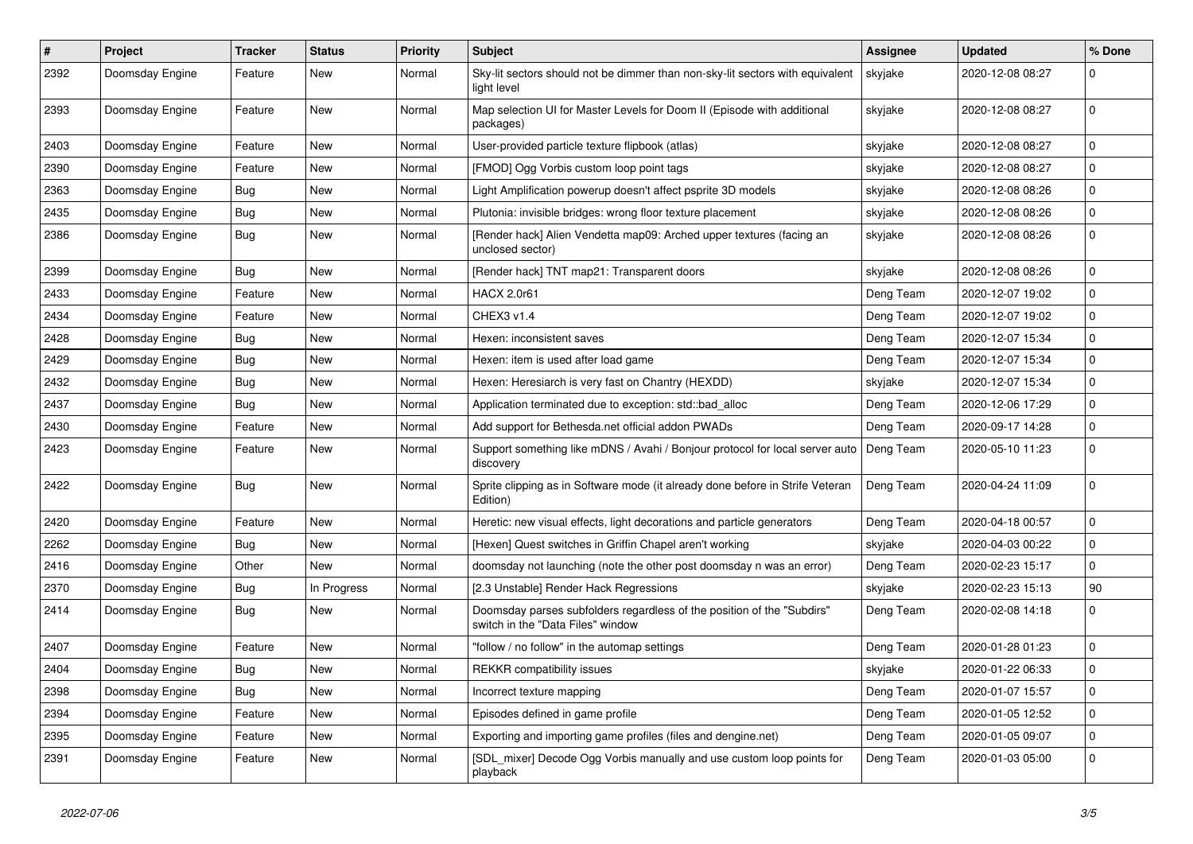| # | Project | Tracker | Status | Priority | Subject | Assignee | Updated | % Done |
|---|---|---|---|---|---|---|---|---|
| 2392 | Doomsday Engine | Feature | New | Normal | Sky-lit sectors should not be dimmer than non-sky-lit sectors with equivalent light level | skyjake | 2020-12-08 08:27 | 0 |
| 2393 | Doomsday Engine | Feature | New | Normal | Map selection UI for Master Levels for Doom II (Episode with additional packages) | skyjake | 2020-12-08 08:27 | 0 |
| 2403 | Doomsday Engine | Feature | New | Normal | User-provided particle texture flipbook (atlas) | skyjake | 2020-12-08 08:27 | 0 |
| 2390 | Doomsday Engine | Feature | New | Normal | [FMOD] Ogg Vorbis custom loop point tags | skyjake | 2020-12-08 08:27 | 0 |
| 2363 | Doomsday Engine | Bug | New | Normal | Light Amplification powerup doesn't affect psprite 3D models | skyjake | 2020-12-08 08:26 | 0 |
| 2435 | Doomsday Engine | Bug | New | Normal | Plutonia: invisible bridges: wrong floor texture placement | skyjake | 2020-12-08 08:26 | 0 |
| 2386 | Doomsday Engine | Bug | New | Normal | [Render hack] Alien Vendetta map09: Arched upper textures (facing an unclosed sector) | skyjake | 2020-12-08 08:26 | 0 |
| 2399 | Doomsday Engine | Bug | New | Normal | [Render hack] TNT map21: Transparent doors | skyjake | 2020-12-08 08:26 | 0 |
| 2433 | Doomsday Engine | Feature | New | Normal | HACX 2.0r61 | Deng Team | 2020-12-07 19:02 | 0 |
| 2434 | Doomsday Engine | Feature | New | Normal | CHEX3 v1.4 | Deng Team | 2020-12-07 19:02 | 0 |
| 2428 | Doomsday Engine | Bug | New | Normal | Hexen: inconsistent saves | Deng Team | 2020-12-07 15:34 | 0 |
| 2429 | Doomsday Engine | Bug | New | Normal | Hexen: item is used after load game | Deng Team | 2020-12-07 15:34 | 0 |
| 2432 | Doomsday Engine | Bug | New | Normal | Hexen: Heresiarch is very fast on Chantry (HEXDD) | skyjake | 2020-12-07 15:34 | 0 |
| 2437 | Doomsday Engine | Bug | New | Normal | Application terminated due to exception: std::bad_alloc | Deng Team | 2020-12-06 17:29 | 0 |
| 2430 | Doomsday Engine | Feature | New | Normal | Add support for Bethesda.net official addon PWADs | Deng Team | 2020-09-17 14:28 | 0 |
| 2423 | Doomsday Engine | Feature | New | Normal | Support something like mDNS / Avahi / Bonjour protocol for local server auto discovery | Deng Team | 2020-05-10 11:23 | 0 |
| 2422 | Doomsday Engine | Bug | New | Normal | Sprite clipping as in Software mode (it already done before in Strife Veteran Edition) | Deng Team | 2020-04-24 11:09 | 0 |
| 2420 | Doomsday Engine | Feature | New | Normal | Heretic: new visual effects, light decorations and particle generators | Deng Team | 2020-04-18 00:57 | 0 |
| 2262 | Doomsday Engine | Bug | New | Normal | [Hexen] Quest switches in Griffin Chapel aren't working | skyjake | 2020-04-03 00:22 | 0 |
| 2416 | Doomsday Engine | Other | New | Normal | doomsday not launching (note the other post doomsday n was an error) | Deng Team | 2020-02-23 15:17 | 0 |
| 2370 | Doomsday Engine | Bug | In Progress | Normal | [2.3 Unstable] Render Hack Regressions | skyjake | 2020-02-23 15:13 | 90 |
| 2414 | Doomsday Engine | Bug | New | Normal | Doomsday parses subfolders regardless of the position of the "Subdirs" switch in the "Data Files" window | Deng Team | 2020-02-08 14:18 | 0 |
| 2407 | Doomsday Engine | Feature | New | Normal | "follow / no follow" in the automap settings | Deng Team | 2020-01-28 01:23 | 0 |
| 2404 | Doomsday Engine | Bug | New | Normal | REKKR compatibility issues | skyjake | 2020-01-22 06:33 | 0 |
| 2398 | Doomsday Engine | Bug | New | Normal | Incorrect texture mapping | Deng Team | 2020-01-07 15:57 | 0 |
| 2394 | Doomsday Engine | Feature | New | Normal | Episodes defined in game profile | Deng Team | 2020-01-05 12:52 | 0 |
| 2395 | Doomsday Engine | Feature | New | Normal | Exporting and importing game profiles (files and dengine.net) | Deng Team | 2020-01-05 09:07 | 0 |
| 2391 | Doomsday Engine | Feature | New | Normal | [SDL_mixer] Decode Ogg Vorbis manually and use custom loop points for playback | Deng Team | 2020-01-03 05:00 | 0 |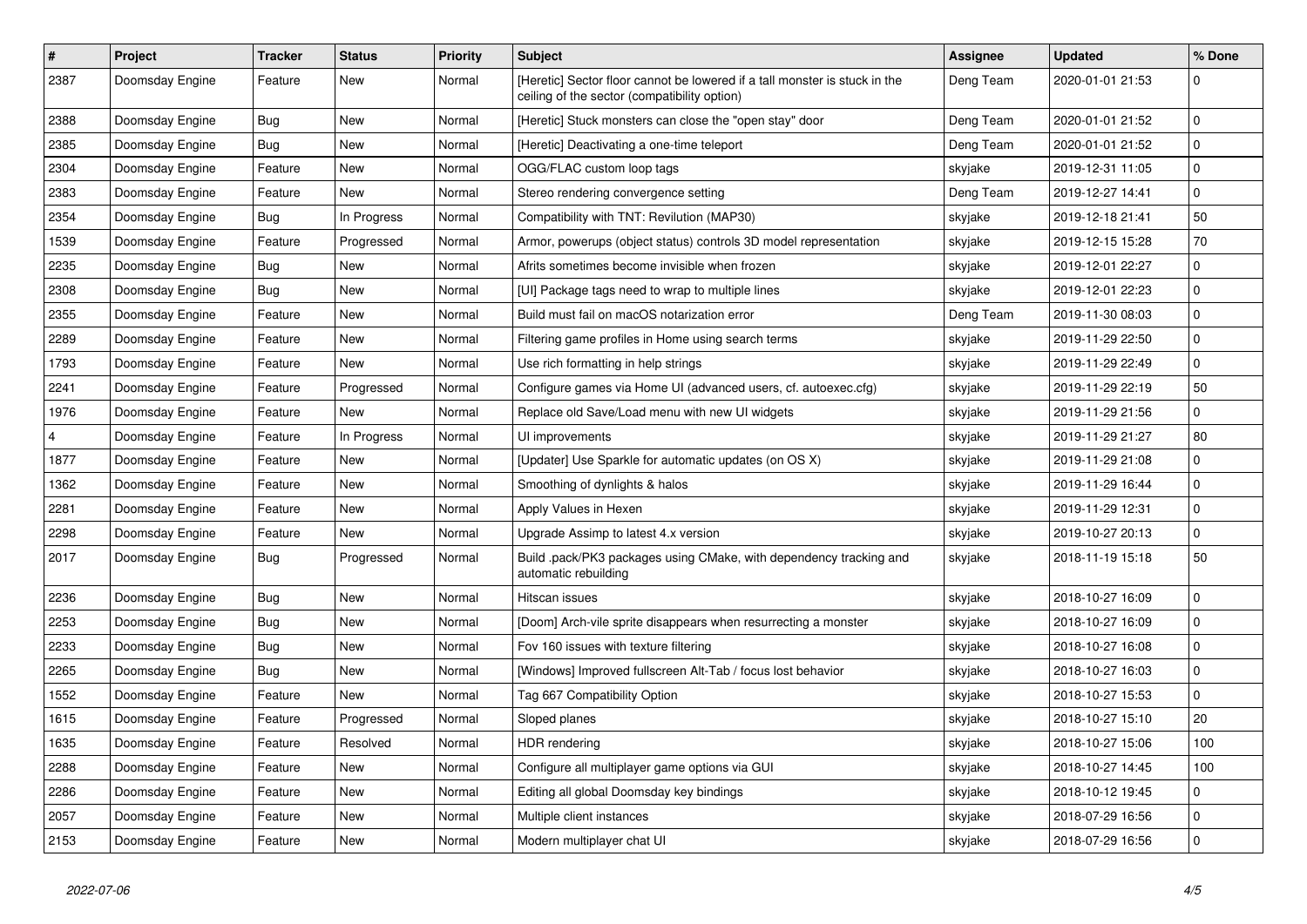| # | Project | Tracker | Status | Priority | Subject | Assignee | Updated | % Done |
|---|---|---|---|---|---|---|---|---|
| 2387 | Doomsday Engine | Feature | New | Normal | [Heretic] Sector floor cannot be lowered if a tall monster is stuck in the ceiling of the sector (compatibility option) | Deng Team | 2020-01-01 21:53 | 0 |
| 2388 | Doomsday Engine | Bug | New | Normal | [Heretic] Stuck monsters can close the "open stay" door | Deng Team | 2020-01-01 21:52 | 0 |
| 2385 | Doomsday Engine | Bug | New | Normal | [Heretic] Deactivating a one-time teleport | Deng Team | 2020-01-01 21:52 | 0 |
| 2304 | Doomsday Engine | Feature | New | Normal | OGG/FLAC custom loop tags | skyjake | 2019-12-31 11:05 | 0 |
| 2383 | Doomsday Engine | Feature | New | Normal | Stereo rendering convergence setting | Deng Team | 2019-12-27 14:41 | 0 |
| 2354 | Doomsday Engine | Bug | In Progress | Normal | Compatibility with TNT: Revilution (MAP30) | skyjake | 2019-12-18 21:41 | 50 |
| 1539 | Doomsday Engine | Feature | Progressed | Normal | Armor, powerups (object status) controls 3D model representation | skyjake | 2019-12-15 15:28 | 70 |
| 2235 | Doomsday Engine | Bug | New | Normal | Afrits sometimes become invisible when frozen | skyjake | 2019-12-01 22:27 | 0 |
| 2308 | Doomsday Engine | Bug | New | Normal | [UI] Package tags need to wrap to multiple lines | skyjake | 2019-12-01 22:23 | 0 |
| 2355 | Doomsday Engine | Feature | New | Normal | Build must fail on macOS notarization error | Deng Team | 2019-11-30 08:03 | 0 |
| 2289 | Doomsday Engine | Feature | New | Normal | Filtering game profiles in Home using search terms | skyjake | 2019-11-29 22:50 | 0 |
| 1793 | Doomsday Engine | Feature | New | Normal | Use rich formatting in help strings | skyjake | 2019-11-29 22:49 | 0 |
| 2241 | Doomsday Engine | Feature | Progressed | Normal | Configure games via Home UI (advanced users, cf. autoexec.cfg) | skyjake | 2019-11-29 22:19 | 50 |
| 1976 | Doomsday Engine | Feature | New | Normal | Replace old Save/Load menu with new UI widgets | skyjake | 2019-11-29 21:56 | 0 |
| 4 | Doomsday Engine | Feature | In Progress | Normal | UI improvements | skyjake | 2019-11-29 21:27 | 80 |
| 1877 | Doomsday Engine | Feature | New | Normal | [Updater] Use Sparkle for automatic updates (on OS X) | skyjake | 2019-11-29 21:08 | 0 |
| 1362 | Doomsday Engine | Feature | New | Normal | Smoothing of dynlights & halos | skyjake | 2019-11-29 16:44 | 0 |
| 2281 | Doomsday Engine | Feature | New | Normal | Apply Values in Hexen | skyjake | 2019-11-29 12:31 | 0 |
| 2298 | Doomsday Engine | Feature | New | Normal | Upgrade Assimp to latest 4.x version | skyjake | 2019-10-27 20:13 | 0 |
| 2017 | Doomsday Engine | Bug | Progressed | Normal | Build .pack/PK3 packages using CMake, with dependency tracking and automatic rebuilding | skyjake | 2018-11-19 15:18 | 50 |
| 2236 | Doomsday Engine | Bug | New | Normal | Hitscan issues | skyjake | 2018-10-27 16:09 | 0 |
| 2253 | Doomsday Engine | Bug | New | Normal | [Doom] Arch-vile sprite disappears when resurrecting a monster | skyjake | 2018-10-27 16:09 | 0 |
| 2233 | Doomsday Engine | Bug | New | Normal | Fov 160 issues with texture filtering | skyjake | 2018-10-27 16:08 | 0 |
| 2265 | Doomsday Engine | Bug | New | Normal | [Windows] Improved fullscreen Alt-Tab / focus lost behavior | skyjake | 2018-10-27 16:03 | 0 |
| 1552 | Doomsday Engine | Feature | New | Normal | Tag 667 Compatibility Option | skyjake | 2018-10-27 15:53 | 0 |
| 1615 | Doomsday Engine | Feature | Progressed | Normal | Sloped planes | skyjake | 2018-10-27 15:10 | 20 |
| 1635 | Doomsday Engine | Feature | Resolved | Normal | HDR rendering | skyjake | 2018-10-27 15:06 | 100 |
| 2288 | Doomsday Engine | Feature | New | Normal | Configure all multiplayer game options via GUI | skyjake | 2018-10-27 14:45 | 100 |
| 2286 | Doomsday Engine | Feature | New | Normal | Editing all global Doomsday key bindings | skyjake | 2018-10-12 19:45 | 0 |
| 2057 | Doomsday Engine | Feature | New | Normal | Multiple client instances | skyjake | 2018-07-29 16:56 | 0 |
| 2153 | Doomsday Engine | Feature | New | Normal | Modern multiplayer chat UI | skyjake | 2018-07-29 16:56 | 0 |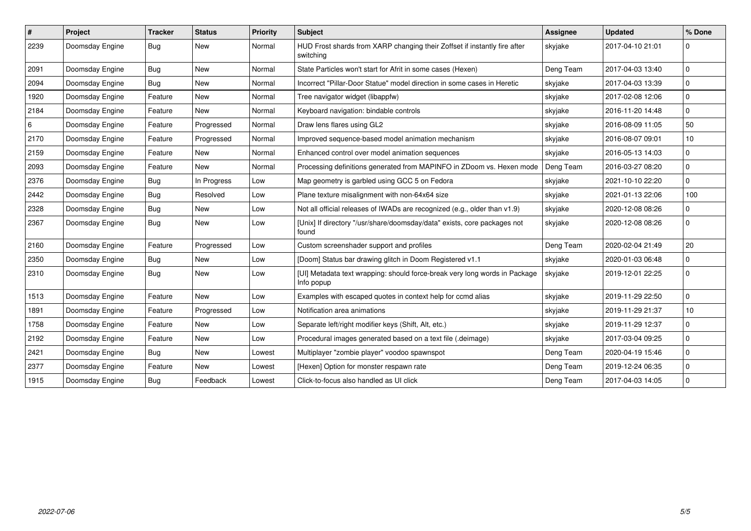| # | Project | Tracker | Status | Priority | Subject | Assignee | Updated | % Done |
|---|---|---|---|---|---|---|---|---|
| 2239 | Doomsday Engine | Bug | New | Normal | HUD Frost shards from XARP changing their Zoffset if instantly fire after switching | skyjake | 2017-04-10 21:01 | 0 |
| 2091 | Doomsday Engine | Bug | New | Normal | State Particles won't start for Afrit in some cases (Hexen) | Deng Team | 2017-04-03 13:40 | 0 |
| 2094 | Doomsday Engine | Bug | New | Normal | Incorrect "Pillar-Door Statue" model direction in some cases in Heretic | skyjake | 2017-04-03 13:39 | 0 |
| 1920 | Doomsday Engine | Feature | New | Normal | Tree navigator widget (libappfw) | skyjake | 2017-02-08 12:06 | 0 |
| 2184 | Doomsday Engine | Feature | New | Normal | Keyboard navigation: bindable controls | skyjake | 2016-11-20 14:48 | 0 |
| 6 | Doomsday Engine | Feature | Progressed | Normal | Draw lens flares using GL2 | skyjake | 2016-08-09 11:05 | 50 |
| 2170 | Doomsday Engine | Feature | Progressed | Normal | Improved sequence-based model animation mechanism | skyjake | 2016-08-07 09:01 | 10 |
| 2159 | Doomsday Engine | Feature | New | Normal | Enhanced control over model animation sequences | skyjake | 2016-05-13 14:03 | 0 |
| 2093 | Doomsday Engine | Feature | New | Normal | Processing definitions generated from MAPINFO in ZDoom vs. Hexen mode | Deng Team | 2016-03-27 08:20 | 0 |
| 2376 | Doomsday Engine | Bug | In Progress | Low | Map geometry is garbled using GCC 5 on Fedora | skyjake | 2021-10-10 22:20 | 0 |
| 2442 | Doomsday Engine | Bug | Resolved | Low | Plane texture misalignment with non-64x64 size | skyjake | 2021-01-13 22:06 | 100 |
| 2328 | Doomsday Engine | Bug | New | Low | Not all official releases of IWADs are recognized (e.g., older than v1.9) | skyjake | 2020-12-08 08:26 | 0 |
| 2367 | Doomsday Engine | Bug | New | Low | [Unix] If directory "/usr/share/doomsday/data" exists, core packages not found | skyjake | 2020-12-08 08:26 | 0 |
| 2160 | Doomsday Engine | Feature | Progressed | Low | Custom screenshader support and profiles | Deng Team | 2020-02-04 21:49 | 20 |
| 2350 | Doomsday Engine | Bug | New | Low | [Doom] Status bar drawing glitch in Doom Registered v1.1 | skyjake | 2020-01-03 06:48 | 0 |
| 2310 | Doomsday Engine | Bug | New | Low | [UI] Metadata text wrapping: should force-break very long words in Package Info popup | skyjake | 2019-12-01 22:25 | 0 |
| 1513 | Doomsday Engine | Feature | New | Low | Examples with escaped quotes in context help for ccmd alias | skyjake | 2019-11-29 22:50 | 0 |
| 1891 | Doomsday Engine | Feature | Progressed | Low | Notification area animations | skyjake | 2019-11-29 21:37 | 10 |
| 1758 | Doomsday Engine | Feature | New | Low | Separate left/right modifier keys (Shift, Alt, etc.) | skyjake | 2019-11-29 12:37 | 0 |
| 2192 | Doomsday Engine | Feature | New | Low | Procedural images generated based on a text file (.deimage) | skyjake | 2017-03-04 09:25 | 0 |
| 2421 | Doomsday Engine | Bug | New | Lowest | Multiplayer "zombie player" voodoo spawnspot | Deng Team | 2020-04-19 15:46 | 0 |
| 2377 | Doomsday Engine | Feature | New | Lowest | [Hexen] Option for monster respawn rate | Deng Team | 2019-12-24 06:35 | 0 |
| 1915 | Doomsday Engine | Bug | Feedback | Lowest | Click-to-focus also handled as UI click | Deng Team | 2017-04-03 14:05 | 0 |